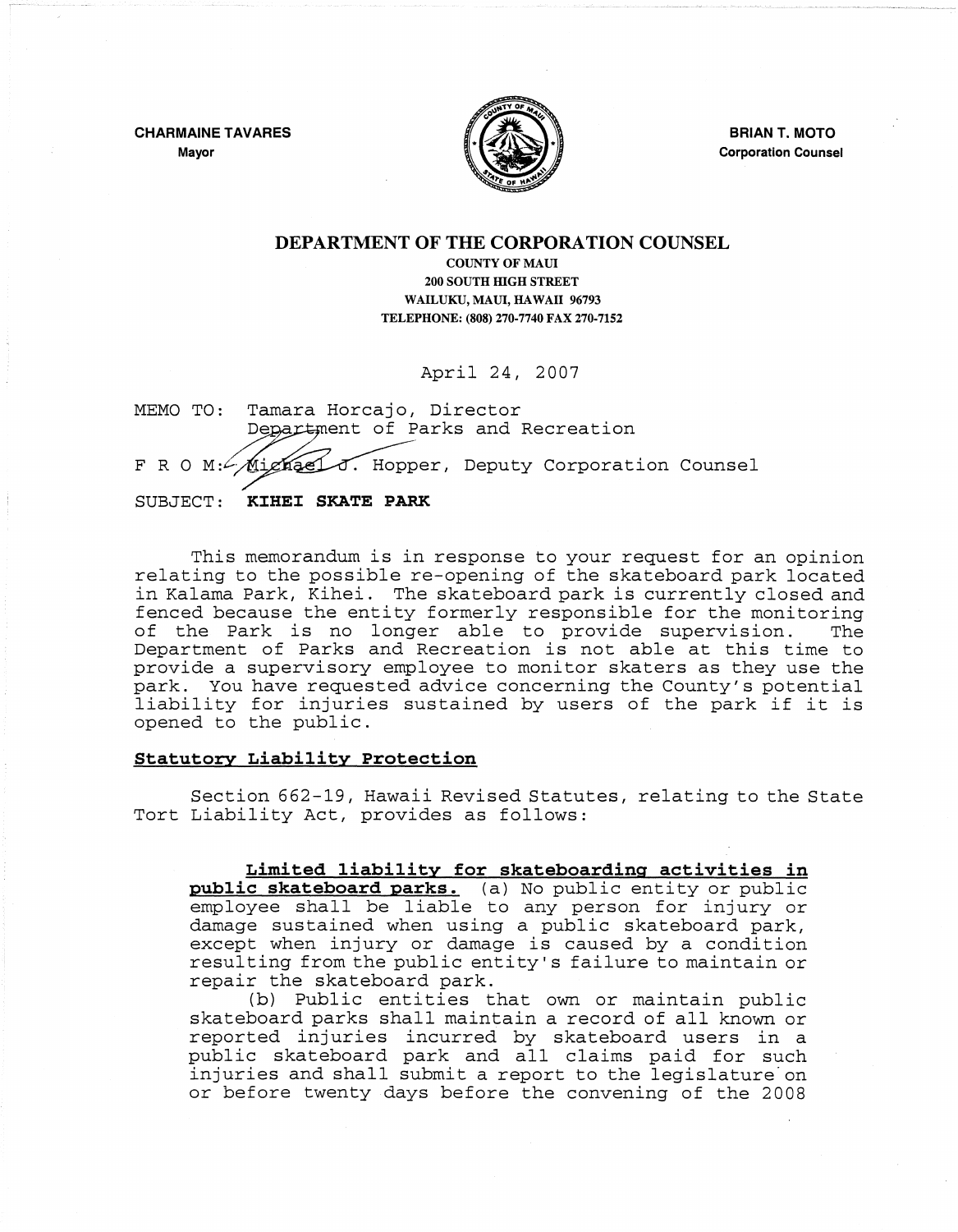**CHARMAINE TAVARES**
Mayor

**BRIAN T. MOTO**
Corporation Counsel

# DEPARTMENT OF THE CORPORATION COUNSEL

COUNTY OF MAUI
200 SOUTH HIGH STREET
WAILUKU, MAUI, HAWAII 96793
TELEPHONE: (808) 270-7740 FAX 270-7152

April 24, 2007

MEMO TO: Tamara Horcajo, Director
Department of Parks and Recreation

F R O M: Michael J. Hopper, Deputy Corporation Counsel

SUBJECT: **KIHEI SKATE PARK**

This memorandum is in response to your request for an opinion relating to the possible re-opening of the skateboard park located in Kalama Park, Kihei. The skateboard park is currently closed and fenced because the entity formerly responsible for the monitoring of the Park is no longer able to provide supervision. The Department of Parks and Recreation is not able at this time to provide a supervisory employee to monitor skaters as they use the park. You have requested advice concerning the County's potential liability for injuries sustained by users of the park if it is opened to the public.

**Statutory Liability Protection**

Section 662-19, Hawaii Revised Statutes, relating to the State Tort Liability Act, provides as follows:

> **Limited liability for skateboarding activities in public skateboard parks.** (a) No public entity or public employee shall be liable to any person for injury or damage sustained when using a public skateboard park, except when injury or damage is caused by a condition resulting from the public entity's failure to maintain or repair the skateboard park.
>
> (b) Public entities that own or maintain public skateboard parks shall maintain a record of all known or reported injuries incurred by skateboard users in a public skateboard park and all claims paid for such injuries and shall submit a report to the legislature on or before twenty days before the convening of the 2008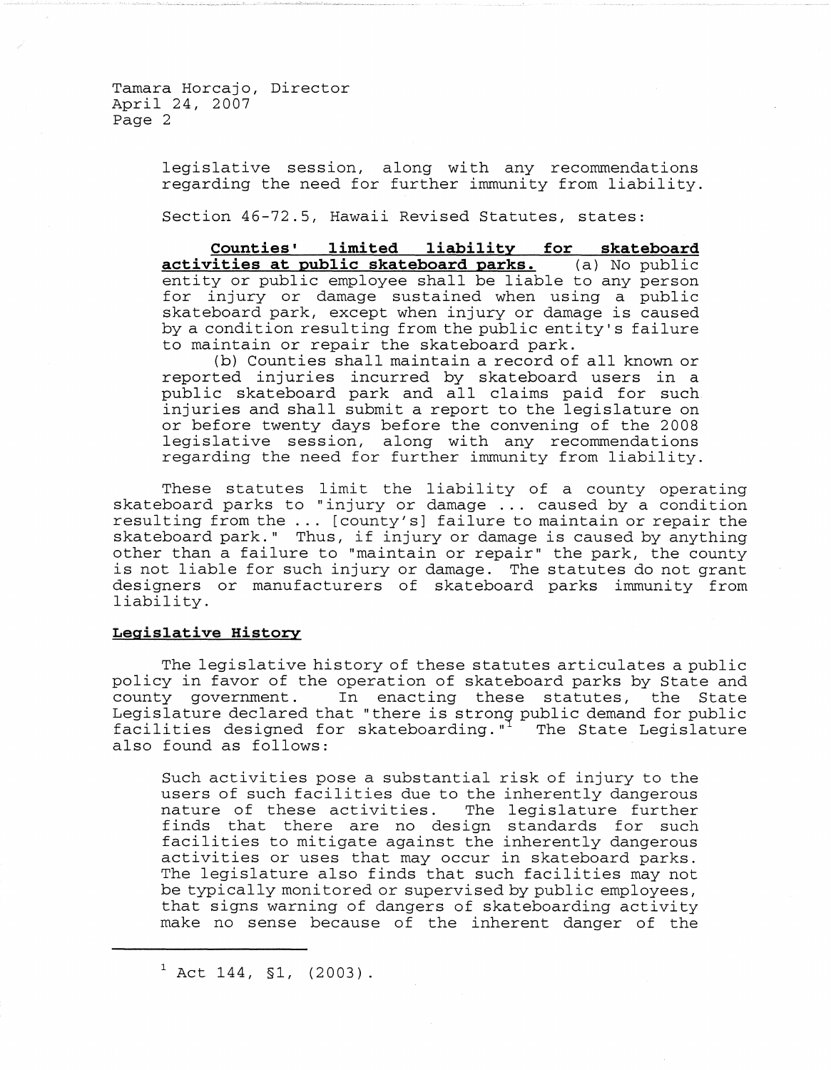legislative session, along with any recommendations regarding the need for further immunity from liability.

Section 46-72.5, Hawaii Revised Statutes, states:

> **Counties' limited liability for skateboard activities at public skateboard parks.** (a) No public entity or public employee shall be liable to any person for injury or damage sustained when using a public skateboard park, except when injury or damage is caused by a condition resulting from the public entity's failure to maintain or repair the skateboard park.
>
> (b) Counties shall maintain a record of all known or reported injuries incurred by skateboard users in a public skateboard park and all claims paid for such injuries and shall submit a report to the legislature on or before twenty days before the convening of the 2008 legislative session, along with any recommendations regarding the need for further immunity from liability.

These statutes limit the liability of a county operating skateboard parks to "injury or damage ... caused by a condition resulting from the ... [county's] failure to maintain or repair the skateboard park." Thus, if injury or damage is caused by anything other than a failure to "maintain or repair" the park, the county is not liable for such injury or damage. The statutes do not grant designers or manufacturers of skateboard parks immunity from liability.

**Legislative History**

The legislative history of these statutes articulates a public policy in favor of the operation of skateboard parks by State and county government. In enacting these statutes, the State Legislature declared that "there is strong public demand for public facilities designed for skateboarding."[1] The State Legislature also found as follows:

> Such activities pose a substantial risk of injury to the users of such facilities due to the inherently dangerous nature of these activities. The legislature further finds that there are no design standards for such facilities to mitigate against the inherently dangerous activities or uses that may occur in skateboard parks. The legislature also finds that such facilities may not be typically monitored or supervised by public employees, that signs warning of dangers of skateboarding activity make no sense because of the inherent danger of the

[1] Act 144, §1, (2003).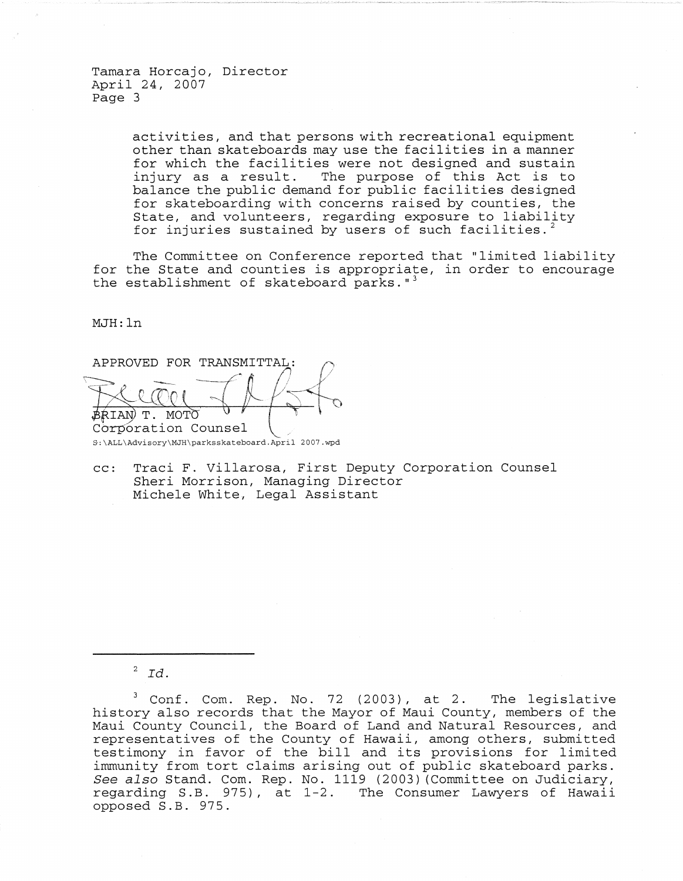activities, and that persons with recreational equipment other than skateboards may use the facilities in a manner for which the facilities were not designed and sustain injury as a result. The purpose of this Act is to balance the public demand for public facilities designed for skateboarding with concerns raised by counties, the State, and volunteers, regarding exposure to liability for injuries sustained by users of such facilities.[2]

The Committee on Conference reported that "limited liability for the State and counties is appropriate, in order to encourage the establishment of skateboard parks."[3]

MJH:ln

APPROVED FOR TRANSMITTAL:

BRIAN T. MOTO
Corporation Counsel

S:\ALL\Advisory\MJH\parksskateboard.April 2007.wpd

cc: Traci F. Villarosa, First Deputy Corporation Counsel
Sheri Morrison, Managing Director
Michele White, Legal Assistant

---

[2] *Id.*

[3] Conf. Com. Rep. No. 72 (2003), at 2. The legislative history also records that the Mayor of Maui County, members of the Maui County Council, the Board of Land and Natural Resources, and representatives of the County of Hawaii, among others, submitted testimony in favor of the bill and its provisions for limited immunity from tort claims arising out of public skateboard parks. *See also* Stand. Com. Rep. No. 1119 (2003)(Committee on Judiciary, regarding S.B. 975), at 1-2. The Consumer Lawyers of Hawaii opposed S.B. 975.